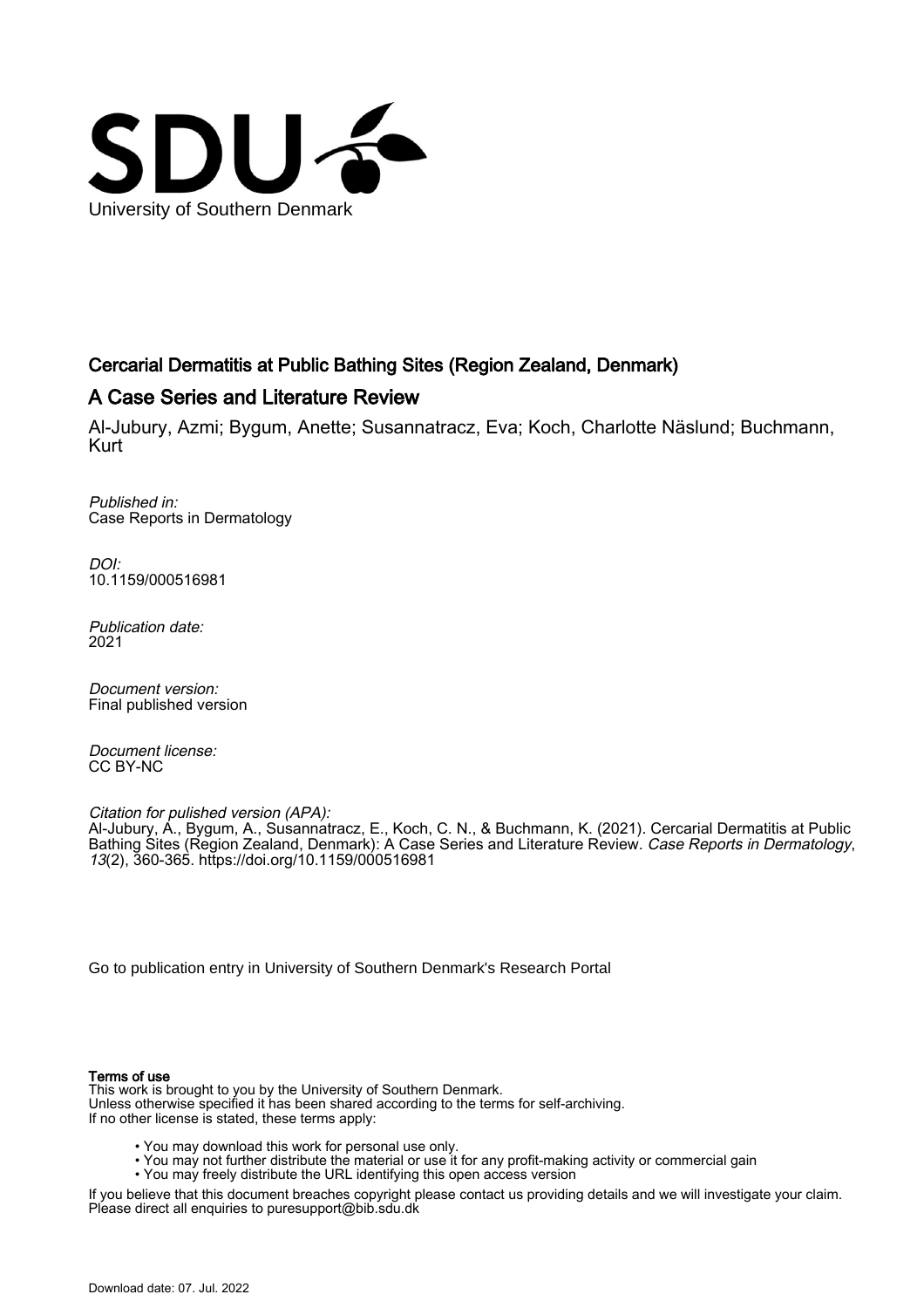University of Southern Denmark

# Cercarial Dermatitis at Public Bathing Sites (Region Zealand, Denmark)

## A Case Series and Literature Review

Al-Jubury, Azmi; Bygum, Anette; Susannatracz, Eva; Koch, Charlotte Näslund; Buchmann, Kurt

*Published in:*
Case Reports in Dermatology

*DOI:*
10.1159/000516981

*Publication date:*
2021

*Document version:*
Final published version

*Document license:*
CC BY-NC

*Citation for pulished version (APA):*
Al-Jubury, A., Bygum, A., Susannatracz, E., Koch, C. N., & Buchmann, K. (2021). Cercarial Dermatitis at Public Bathing Sites (Region Zealand, Denmark): A Case Series and Literature Review. *Case Reports in Dermatology*, *13*(2), 360-365. https://doi.org/10.1159/000516981

Go to publication entry in University of Southern Denmark's Research Portal

**Terms of use**

This work is brought to you by the University of Southern Denmark.
Unless otherwise specified it has been shared according to the terms for self-archiving.
If no other license is stated, these terms apply:

- You may download this work for personal use only.
- You may not further distribute the material or use it for any profit-making activity or commercial gain
- You may freely distribute the URL identifying this open access version

If you believe that this document breaches copyright please contact us providing details and we will investigate your claim.
Please direct all enquiries to puresupport@bib.sdu.dk

Download date: 07. Jul. 2022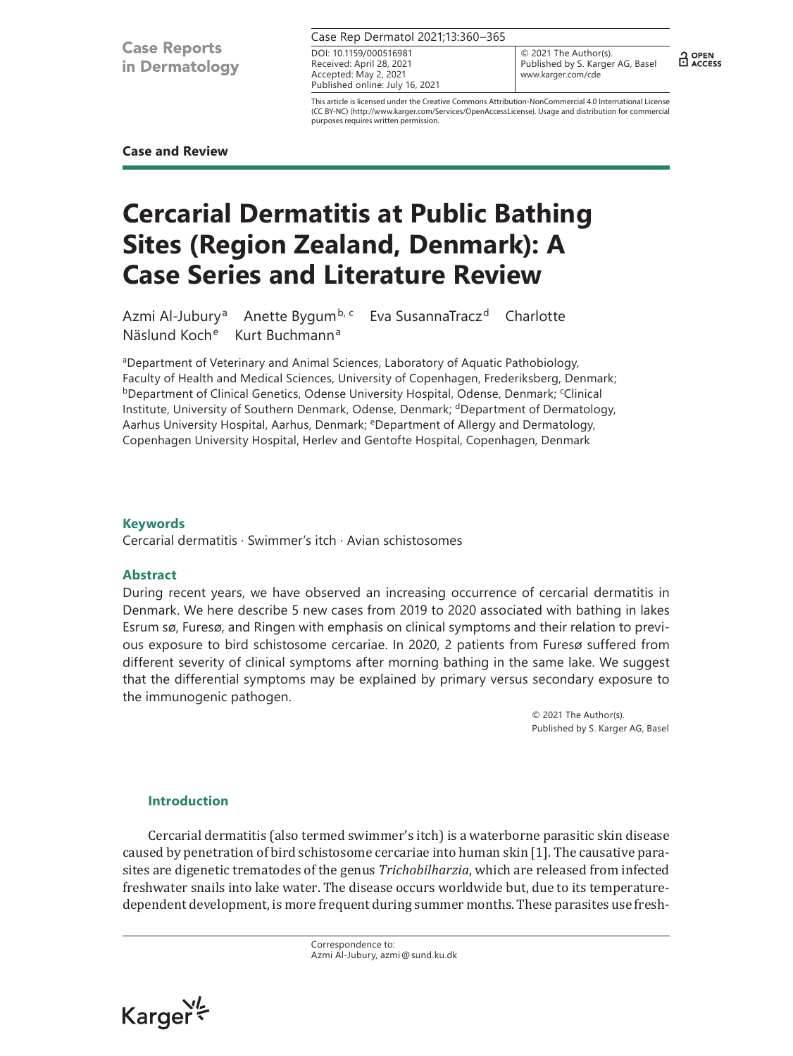Case and Review

# Cercarial Dermatitis at Public Bathing Sites (Region Zealand, Denmark): A Case Series and Literature Review

Azmi Al-Jubury[a] Anette Bygum[b, c] Eva SusannaTracz[d] Charlotte Näslund Koch[e] Kurt Buchmann[a]

[a]Department of Veterinary and Animal Sciences, Laboratory of Aquatic Pathobiology, Faculty of Health and Medical Sciences, University of Copenhagen, Frederiksberg, Denmark; [b]Department of Clinical Genetics, Odense University Hospital, Odense, Denmark; [c]Clinical Institute, University of Southern Denmark, Odense, Denmark; [d]Department of Dermatology, Aarhus University Hospital, Aarhus, Denmark; [e]Department of Allergy and Dermatology, Copenhagen University Hospital, Herlev and Gentofte Hospital, Copenhagen, Denmark

### Keywords

Cercarial dermatitis · Swimmer's itch · Avian schistosomes

### Abstract

During recent years, we have observed an increasing occurrence of cercarial dermatitis in Denmark. We here describe 5 new cases from 2019 to 2020 associated with bathing in lakes Esrum sø, Furesø, and Ringen with emphasis on clinical symptoms and their relation to previous exposure to bird schistosome cercariae. In 2020, 2 patients from Furesø suffered from different severity of clinical symptoms after morning bathing in the same lake. We suggest that the differential symptoms may be explained by primary versus secondary exposure to the immunogenic pathogen.

© 2021 The Author(s). Published by S. Karger AG, Basel

## Introduction

Cercarial dermatitis (also termed swimmer's itch) is a waterborne parasitic skin disease caused by penetration of bird schistosome cercariae into human skin [1]. The causative parasites are digenetic trematodes of the genus *Trichobilharzia*, which are released from infected freshwater snails into lake water. The disease occurs worldwide but, due to its temperature-dependent development, is more frequent during summer months. These parasites use fresh-

Correspondence to:
Azmi Al-Jubury, azmi@sund.ku.dk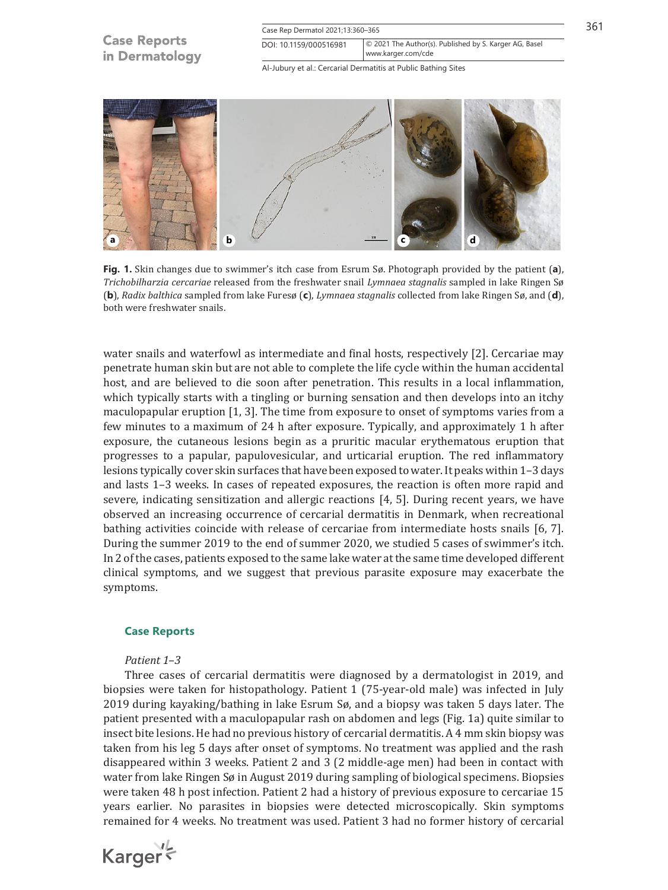**Fig. 1.** Skin changes due to swimmer's itch case from Esrum Sø. Photograph provided by the patient (**a**), *Trichobilharzia cercariae* released from the freshwater snail *Lymnaea stagnalis* sampled in lake Ringen Sø (**b**), *Radix balthica* sampled from lake Furesø (**c**), *Lymnaea stagnalis* collected from lake Ringen Sø, and (**d**), both were freshwater snails.

water snails and waterfowl as intermediate and final hosts, respectively [2]. Cercariae may penetrate human skin but are not able to complete the life cycle within the human accidental host, and are believed to die soon after penetration. This results in a local inflammation, which typically starts with a tingling or burning sensation and then develops into an itchy maculopapular eruption [1, 3]. The time from exposure to onset of symptoms varies from a few minutes to a maximum of 24 h after exposure. Typically, and approximately 1 h after exposure, the cutaneous lesions begin as a pruritic macular erythematous eruption that progresses to a papular, papulovesicular, and urticarial eruption. The red inflammatory lesions typically cover skin surfaces that have been exposed to water. It peaks within 1–3 days and lasts 1–3 weeks. In cases of repeated exposures, the reaction is often more rapid and severe, indicating sensitization and allergic reactions [4, 5]. During recent years, we have observed an increasing occurrence of cercarial dermatitis in Denmark, when recreational bathing activities coincide with release of cercariae from intermediate hosts snails [6, 7]. During the summer 2019 to the end of summer 2020, we studied 5 cases of swimmer's itch. In 2 of the cases, patients exposed to the same lake water at the same time developed different clinical symptoms, and we suggest that previous parasite exposure may exacerbate the symptoms.

## Case Reports

*Patient 1–3*

Three cases of cercarial dermatitis were diagnosed by a dermatologist in 2019, and biopsies were taken for histopathology. Patient 1 (75-year-old male) was infected in July 2019 during kayaking/bathing in lake Esrum Sø, and a biopsy was taken 5 days later. The patient presented with a maculopapular rash on abdomen and legs (Fig. 1a) quite similar to insect bite lesions. He had no previous history of cercarial dermatitis. A 4 mm skin biopsy was taken from his leg 5 days after onset of symptoms. No treatment was applied and the rash disappeared within 3 weeks. Patient 2 and 3 (2 middle-age men) had been in contact with water from lake Ringen Sø in August 2019 during sampling of biological specimens. Biopsies were taken 48 h post infection. Patient 2 had a history of previous exposure to cercariae 15 years earlier. No parasites in biopsies were detected microscopically. Skin symptoms remained for 4 weeks. No treatment was used. Patient 3 had no former history of cercarial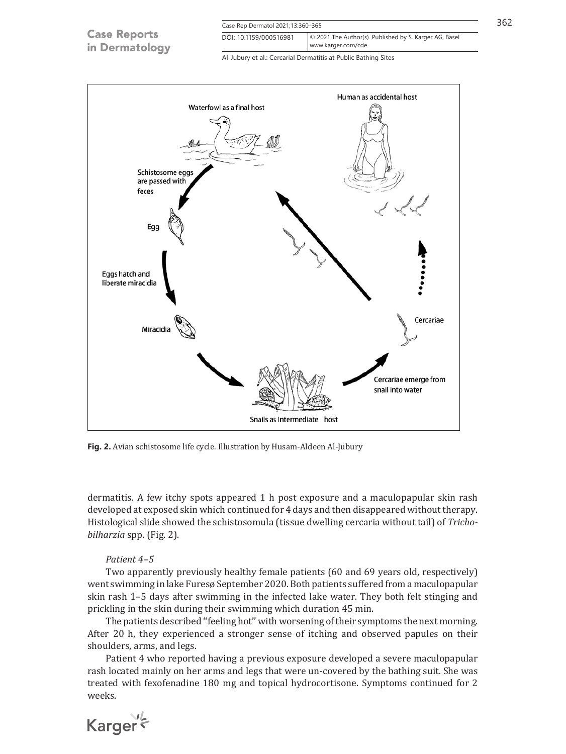Fig. 2. Avian schistosome life cycle. Illustration by Husam-Aldeen Al-Jubury

dermatitis. A few itchy spots appeared 1 h post exposure and a maculopapular skin rash developed at exposed skin which continued for 4 days and then disappeared without therapy. Histological slide showed the schistosomula (tissue dwelling cercaria without tail) of *Trichobilharzia* spp. (Fig. 2).

*Patient 4–5*

Two apparently previously healthy female patients (60 and 69 years old, respectively) went swimming in lake Furesø September 2020. Both patients suffered from a maculopapular skin rash 1–5 days after swimming in the infected lake water. They both felt stinging and prickling in the skin during their swimming which duration 45 min.

The patients described "feeling hot" with worsening of their symptoms the next morning. After 20 h, they experienced a stronger sense of itching and observed papules on their shoulders, arms, and legs.

Patient 4 who reported having a previous exposure developed a severe maculopapular rash located mainly on her arms and legs that were un-covered by the bathing suit. She was treated with fexofenadine 180 mg and topical hydrocortisone. Symptoms continued for 2 weeks.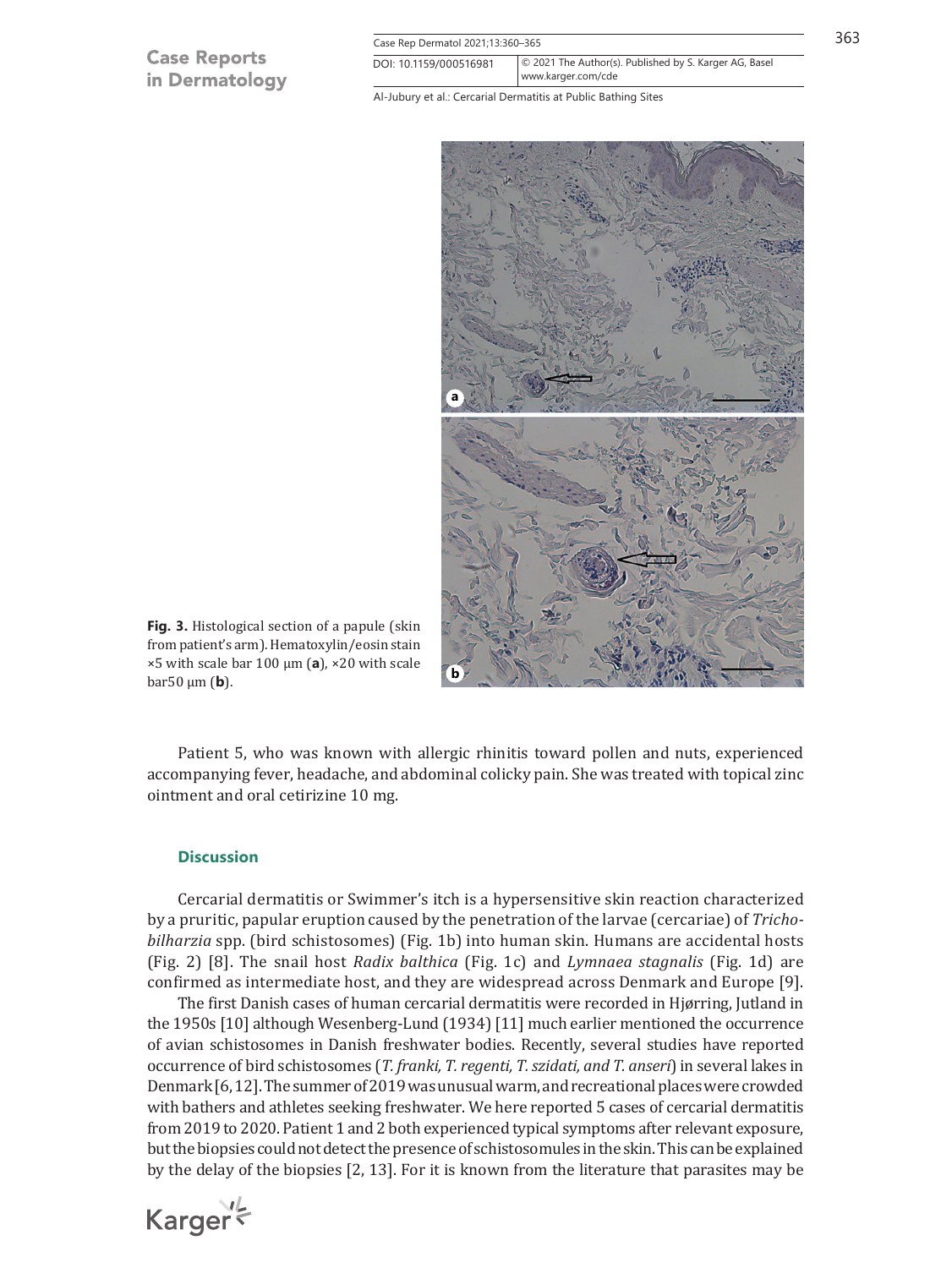**Fig. 3.** Histological section of a papule (skin from patient's arm). Hematoxylin/eosin stain ×5 with scale bar 100 μm (**a**), ×20 with scale bar50 μm (**b**).

Patient 5, who was known with allergic rhinitis toward pollen and nuts, experienced accompanying fever, headache, and abdominal colicky pain. She was treated with topical zinc ointment and oral cetirizine 10 mg.

## Discussion

Cercarial dermatitis or Swimmer's itch is a hypersensitive skin reaction characterized by a pruritic, papular eruption caused by the penetration of the larvae (cercariae) of *Trichobilharzia* spp. (bird schistosomes) (Fig. 1b) into human skin. Humans are accidental hosts (Fig. 2) [8]. The snail host *Radix balthica* (Fig. 1c) and *Lymnaea stagnalis* (Fig. 1d) are confirmed as intermediate host, and they are widespread across Denmark and Europe [9].

The first Danish cases of human cercarial dermatitis were recorded in Hjørring, Jutland in the 1950s [10] although Wesenberg-Lund (1934) [11] much earlier mentioned the occurrence of avian schistosomes in Danish freshwater bodies. Recently, several studies have reported occurrence of bird schistosomes (*T. franki, T. regenti, T. szidati, and T. anseri*) in several lakes in Denmark [6, 12]. The summer of 2019 was unusual warm, and recreational places were crowded with bathers and athletes seeking freshwater. We here reported 5 cases of cercarial dermatitis from 2019 to 2020. Patient 1 and 2 both experienced typical symptoms after relevant exposure, but the biopsies could not detect the presence of schistosomules in the skin. This can be explained by the delay of the biopsies [2, 13]. For it is known from the literature that parasites may be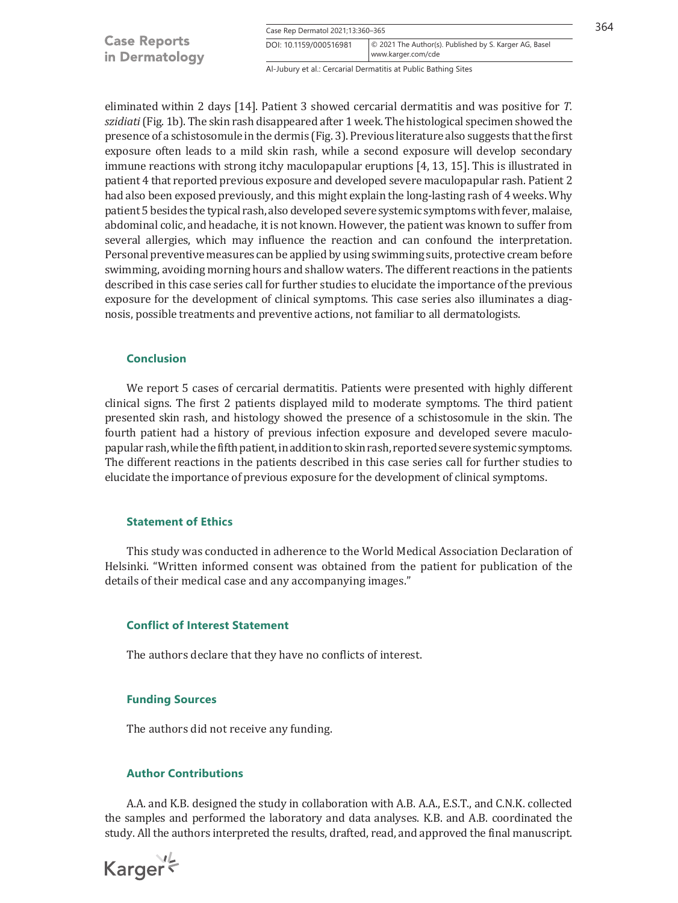eliminated within 2 days [14]. Patient 3 showed cercarial dermatitis and was positive for *T. szidiati* (Fig. 1b). The skin rash disappeared after 1 week. The histological specimen showed the presence of a schistosomule in the dermis (Fig. 3). Previous literature also suggests that the first exposure often leads to a mild skin rash, while a second exposure will develop secondary immune reactions with strong itchy maculopapular eruptions [4, 13, 15]. This is illustrated in patient 4 that reported previous exposure and developed severe maculopapular rash. Patient 2 had also been exposed previously, and this might explain the long-lasting rash of 4 weeks. Why patient 5 besides the typical rash, also developed severe systemic symptoms with fever, malaise, abdominal colic, and headache, it is not known. However, the patient was known to suffer from several allergies, which may influence the reaction and can confound the interpretation. Personal preventive measures can be applied by using swimming suits, protective cream before swimming, avoiding morning hours and shallow waters. The different reactions in the patients described in this case series call for further studies to elucidate the importance of the previous exposure for the development of clinical symptoms. This case series also illuminates a diagnosis, possible treatments and preventive actions, not familiar to all dermatologists.

## Conclusion

We report 5 cases of cercarial dermatitis. Patients were presented with highly different clinical signs. The first 2 patients displayed mild to moderate symptoms. The third patient presented skin rash, and histology showed the presence of a schistosomule in the skin. The fourth patient had a history of previous infection exposure and developed severe maculopapular rash, while the fifth patient, in addition to skin rash, reported severe systemic symptoms. The different reactions in the patients described in this case series call for further studies to elucidate the importance of previous exposure for the development of clinical symptoms.

## Statement of Ethics

This study was conducted in adherence to the World Medical Association Declaration of Helsinki. "Written informed consent was obtained from the patient for publication of the details of their medical case and any accompanying images."

## Conflict of Interest Statement

The authors declare that they have no conflicts of interest.

## Funding Sources

The authors did not receive any funding.

## Author Contributions

A.A. and K.B. designed the study in collaboration with A.B. A.A., E.S.T., and C.N.K. collected the samples and performed the laboratory and data analyses. K.B. and A.B. coordinated the study. All the authors interpreted the results, drafted, read, and approved the final manuscript.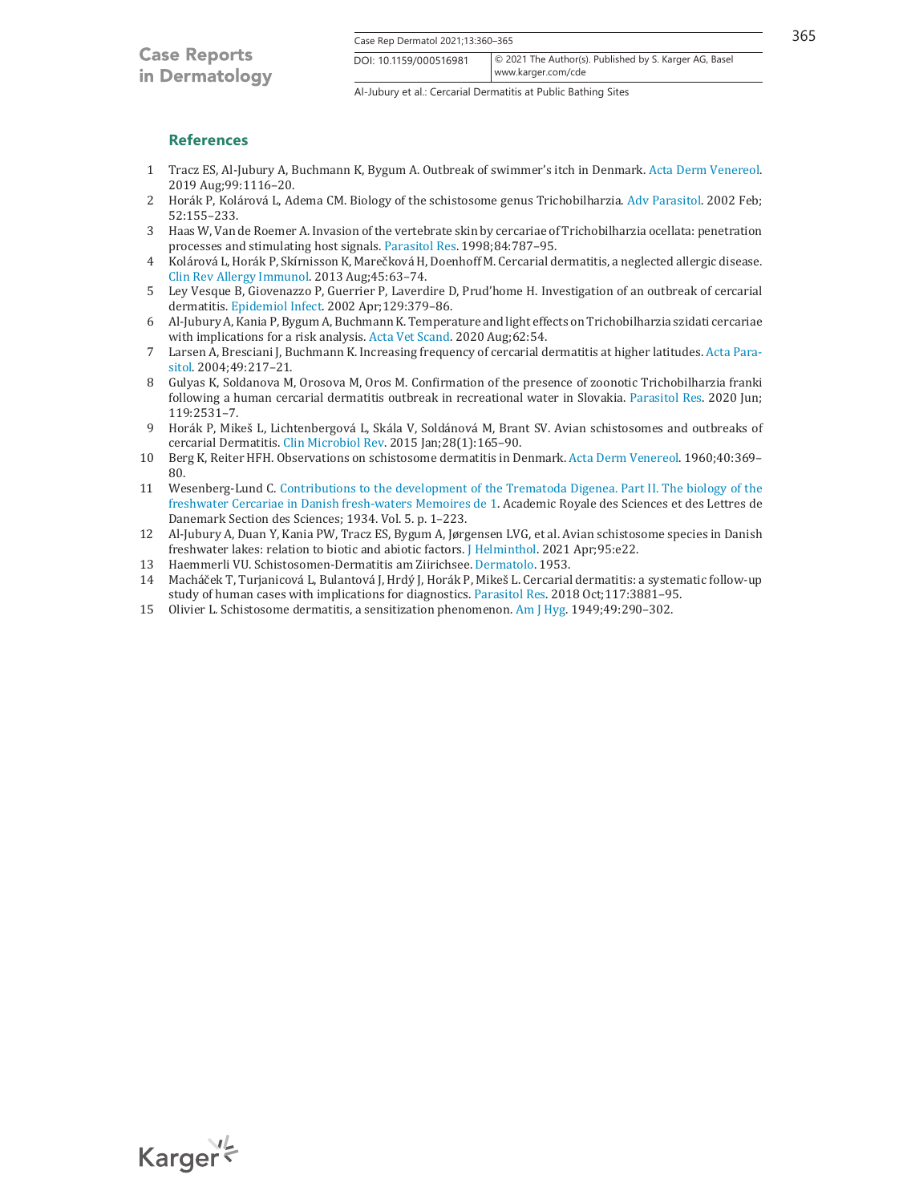## References

1. Tracz ES, Al-Jubury A, Buchmann K, Bygum A. Outbreak of swimmer's itch in Denmark. Acta Derm Venereol. 2019 Aug;99:1116–20.
2. Horák P, Kolárová L, Adema CM. Biology of the schistosome genus Trichobilharzia. Adv Parasitol. 2002 Feb; 52:155–233.
3. Haas W, Van de Roemer A. Invasion of the vertebrate skin by cercariae of Trichobilharzia ocellata: penetration processes and stimulating host signals. Parasitol Res. 1998;84:787–95.
4. Kolárová L, Horák P, Skírnisson K, Marečková H, Doenhoff M. Cercarial dermatitis, a neglected allergic disease. Clin Rev Allergy Immunol. 2013 Aug;45:63–74.
5. Ley Vesque B, Giovenazzo P, Guerrier P, Laverdire D, Prud'home H. Investigation of an outbreak of cercarial dermatitis. Epidemiol Infect. 2002 Apr;129:379–86.
6. Al-Jubury A, Kania P, Bygum A, Buchmann K. Temperature and light effects on Trichobilharzia szidati cercariae with implications for a risk analysis. Acta Vet Scand. 2020 Aug;62:54.
7. Larsen A, Bresciani J, Buchmann K. Increasing frequency of cercarial dermatitis at higher latitudes. Acta Parasitol. 2004;49:217–21.
8. Gulyas K, Soldanova M, Orosova M, Oros M. Confirmation of the presence of zoonotic Trichobilharzia franki following a human cercarial dermatitis outbreak in recreational water in Slovakia. Parasitol Res. 2020 Jun; 119:2531–7.
9. Horák P, Mikeš L, Lichtenbergová L, Skála V, Soldánová M, Brant SV. Avian schistosomes and outbreaks of cercarial Dermatitis. Clin Microbiol Rev. 2015 Jan;28(1):165–90.
10. Berg K, Reiter HFH. Observations on schistosome dermatitis in Denmark. Acta Derm Venereol. 1960;40:369–80.
11. Wesenberg-Lund C. Contributions to the development of the Trematoda Digenea. Part II. The biology of the freshwater Cercariae in Danish fresh-waters Memoires de 1. Academic Royale des Sciences et des Lettres de Danemark Section des Sciences; 1934. Vol. 5. p. 1–223.
12. Al-Jubury A, Duan Y, Kania PW, Tracz ES, Bygum A, Jørgensen LVG, et al. Avian schistosome species in Danish freshwater lakes: relation to biotic and abiotic factors. J Helminthol. 2021 Apr;95:e22.
13. Haemmerli VU. Schistosomen-Dermatitis am Ziirichsee. Dermatolo. 1953.
14. Macháček T, Turjanicová L, Bulantová J, Hrdý J, Horák P, Mikeš L. Cercarial dermatitis: a systematic follow-up study of human cases with implications for diagnostics. Parasitol Res. 2018 Oct;117:3881–95.
15. Olivier L. Schistosome dermatitis, a sensitization phenomenon. Am J Hyg. 1949;49:290–302.